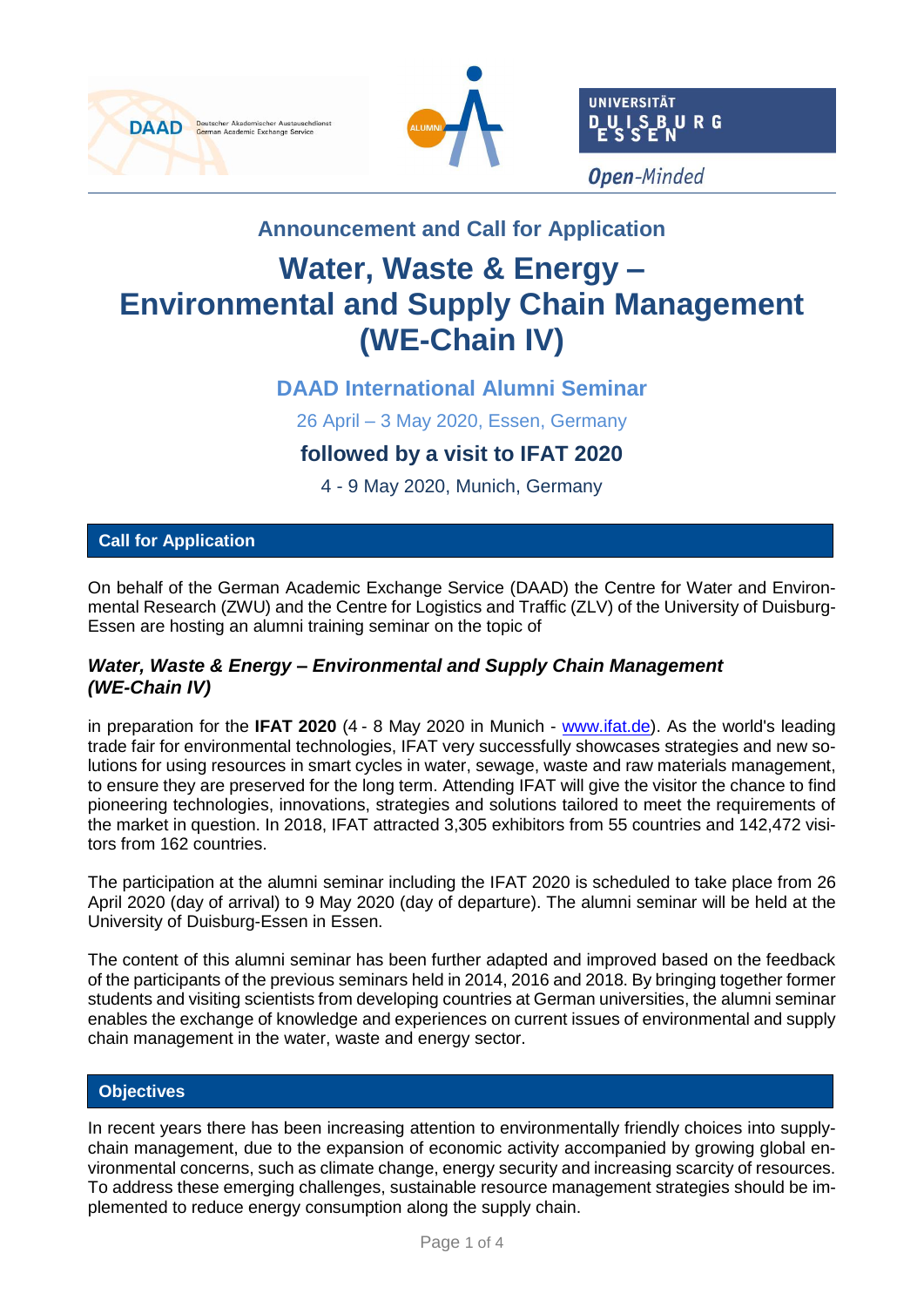## Announcement and Call for Application

# Water, Waste & Energy – Environmental and Supply Chain Management (WE-Chain IV)

### DAAD International Alumni Seminar

26 April – 3 May 2020, Essen, Germany

### followed by a visit to IFAT 2020

4 - 9 May 2020, Munich, Germany

## Call for Application

On behalf of the German Academic Exchange Service (DAAD) the Centre for Water and Environmental Research (ZWU) and the Centre for Logistics and Traffic (ZLV) of the University of Duisburg-Essen are hosting an alumni training seminar on the topic of

***Water, Waste & Energy – Environmental and Supply Chain Management (WE-Chain IV)***

in preparation for the **IFAT 2020** (4 - 8 May 2020 in Munich - www.ifat.de). As the world's leading trade fair for environmental technologies, IFAT very successfully showcases strategies and new solutions for using resources in smart cycles in water, sewage, waste and raw materials management, to ensure they are preserved for the long term. Attending IFAT will give the visitor the chance to find pioneering technologies, innovations, strategies and solutions tailored to meet the requirements of the market in question. In 2018, IFAT attracted 3,305 exhibitors from 55 countries and 142,472 visitors from 162 countries.

The participation at the alumni seminar including the IFAT 2020 is scheduled to take place from 26 April 2020 (day of arrival) to 9 May 2020 (day of departure). The alumni seminar will be held at the University of Duisburg-Essen in Essen.

The content of this alumni seminar has been further adapted and improved based on the feedback of the participants of the previous seminars held in 2014, 2016 and 2018. By bringing together former students and visiting scientists from developing countries at German universities, the alumni seminar enables the exchange of knowledge and experiences on current issues of environmental and supply chain management in the water, waste and energy sector.

## Objectives

In recent years there has been increasing attention to environmentally friendly choices into supply-chain management, due to the expansion of economic activity accompanied by growing global environmental concerns, such as climate change, energy security and increasing scarcity of resources. To address these emerging challenges, sustainable resource management strategies should be implemented to reduce energy consumption along the supply chain.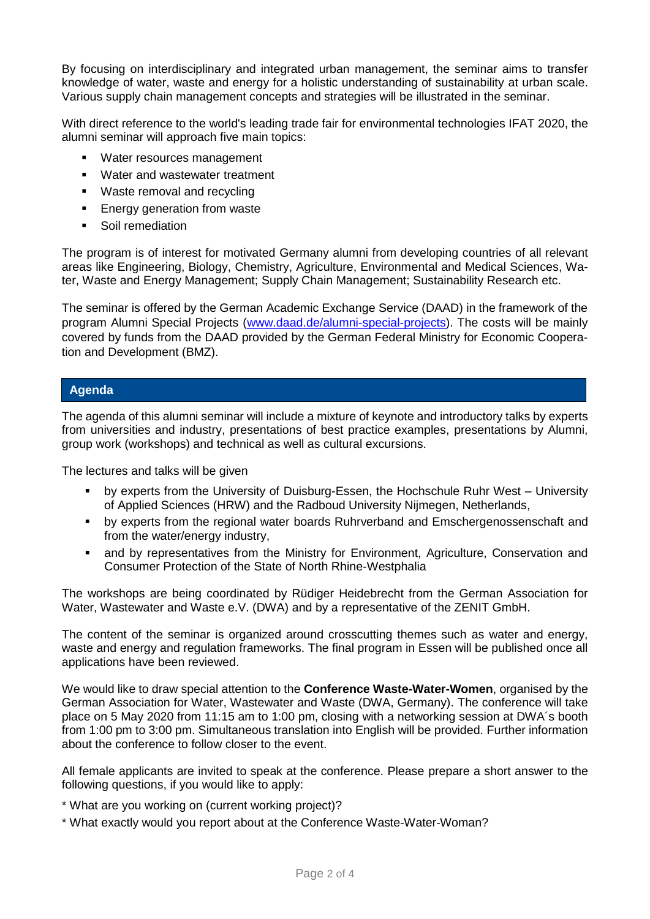By focusing on interdisciplinary and integrated urban management, the seminar aims to transfer knowledge of water, waste and energy for a holistic understanding of sustainability at urban scale. Various supply chain management concepts and strategies will be illustrated in the seminar.

With direct reference to the world's leading trade fair for environmental technologies IFAT 2020, the alumni seminar will approach five main topics:

- Water resources management
- Water and wastewater treatment
- Waste removal and recycling
- Energy generation from waste
- Soil remediation

The program is of interest for motivated Germany alumni from developing countries of all relevant areas like Engineering, Biology, Chemistry, Agriculture, Environmental and Medical Sciences, Water, Waste and Energy Management; Supply Chain Management; Sustainability Research etc.

The seminar is offered by the German Academic Exchange Service (DAAD) in the framework of the program Alumni Special Projects (www.daad.de/alumni-special-projects). The costs will be mainly covered by funds from the DAAD provided by the German Federal Ministry for Economic Cooperation and Development (BMZ).

## Agenda

The agenda of this alumni seminar will include a mixture of keynote and introductory talks by experts from universities and industry, presentations of best practice examples, presentations by Alumni, group work (workshops) and technical as well as cultural excursions.

The lectures and talks will be given

- by experts from the University of Duisburg-Essen, the Hochschule Ruhr West – University of Applied Sciences (HRW) and the Radboud University Nijmegen, Netherlands,
- by experts from the regional water boards Ruhrverband and Emschergenossenschaft and from the water/energy industry,
- and by representatives from the Ministry for Environment, Agriculture, Conservation and Consumer Protection of the State of North Rhine-Westphalia

The workshops are being coordinated by Rüdiger Heidebrecht from the German Association for Water, Wastewater and Waste e.V. (DWA) and by a representative of the ZENIT GmbH.

The content of the seminar is organized around crosscutting themes such as water and energy, waste and energy and regulation frameworks. The final program in Essen will be published once all applications have been reviewed.

We would like to draw special attention to the **Conference Waste-Water-Women**, organised by the German Association for Water, Wastewater and Waste (DWA, Germany). The conference will take place on 5 May 2020 from 11:15 am to 1:00 pm, closing with a networking session at DWA´s booth from 1:00 pm to 3:00 pm. Simultaneous translation into English will be provided. Further information about the conference to follow closer to the event.

All female applicants are invited to speak at the conference. Please prepare a short answer to the following questions, if you would like to apply:

* What are you working on (current working project)?

* What exactly would you report about at the Conference Waste-Water-Woman?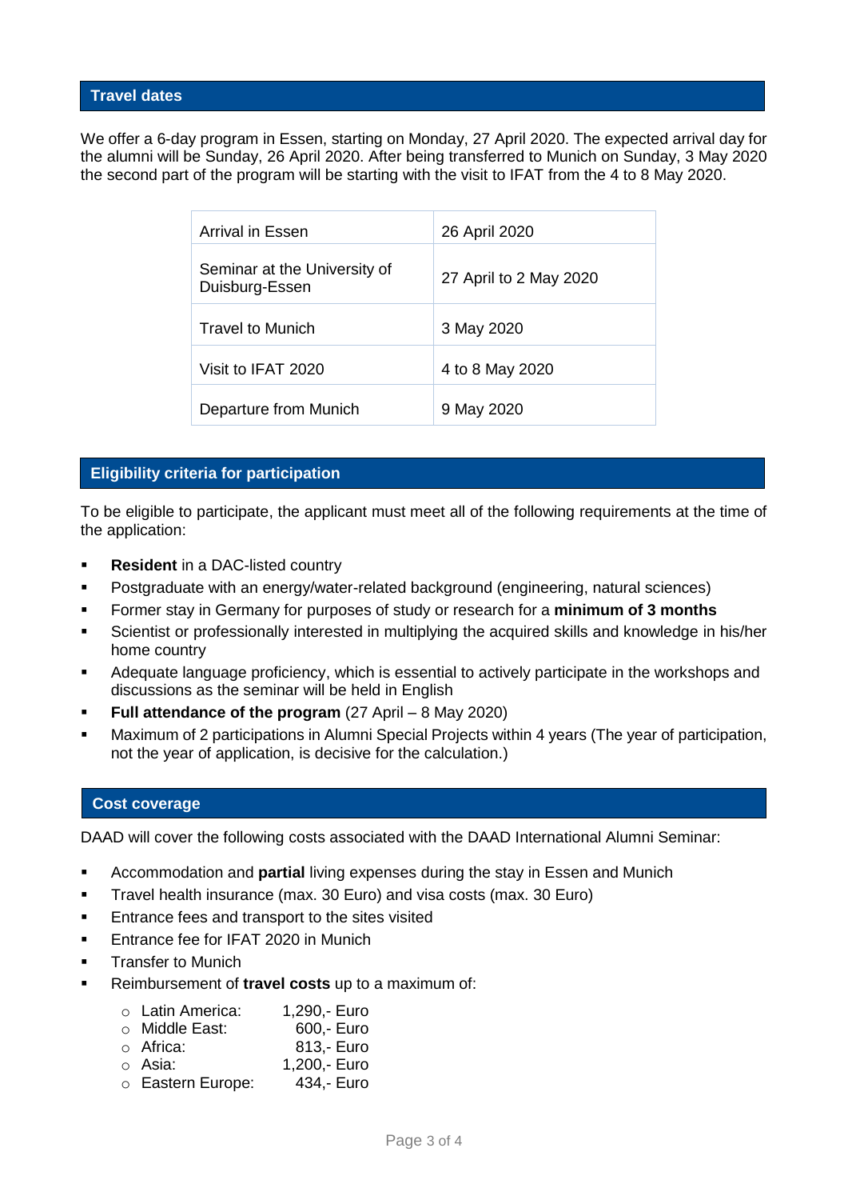## Travel dates

We offer a 6-day program in Essen, starting on Monday, 27 April 2020. The expected arrival day for the alumni will be Sunday, 26 April 2020. After being transferred to Munich on Sunday, 3 May 2020 the second part of the program will be starting with the visit to IFAT from the 4 to 8 May 2020.

| | |
|---|---|
| Arrival in Essen | 26 April 2020 |
| Seminar at the University of Duisburg-Essen | 27 April to 2 May 2020 |
| Travel to Munich | 3 May 2020 |
| Visit to IFAT 2020 | 4 to 8 May 2020 |
| Departure from Munich | 9 May 2020 |

## Eligibility criteria for participation

To be eligible to participate, the applicant must meet all of the following requirements at the time of the application:

- **Resident** in a DAC-listed country
- Postgraduate with an energy/water-related background (engineering, natural sciences)
- Former stay in Germany for purposes of study or research for a **minimum of 3 months**
- Scientist or professionally interested in multiplying the acquired skills and knowledge in his/her home country
- Adequate language proficiency, which is essential to actively participate in the workshops and discussions as the seminar will be held in English
- **Full attendance of the program** (27 April – 8 May 2020)
- Maximum of 2 participations in Alumni Special Projects within 4 years (The year of participation, not the year of application, is decisive for the calculation.)

## Cost coverage

DAAD will cover the following costs associated with the DAAD International Alumni Seminar:

- Accommodation and **partial** living expenses during the stay in Essen and Munich
- Travel health insurance (max. 30 Euro) and visa costs (max. 30 Euro)
- Entrance fees and transport to the sites visited
- Entrance fee for IFAT 2020 in Munich
- Transfer to Munich
- Reimbursement of **travel costs** up to a maximum of:
  - Latin America: 1,290,- Euro
  - Middle East: 600,- Euro
  - Africa: 813,- Euro
  - Asia: 1,200,- Euro
  - Eastern Europe: 434,- Euro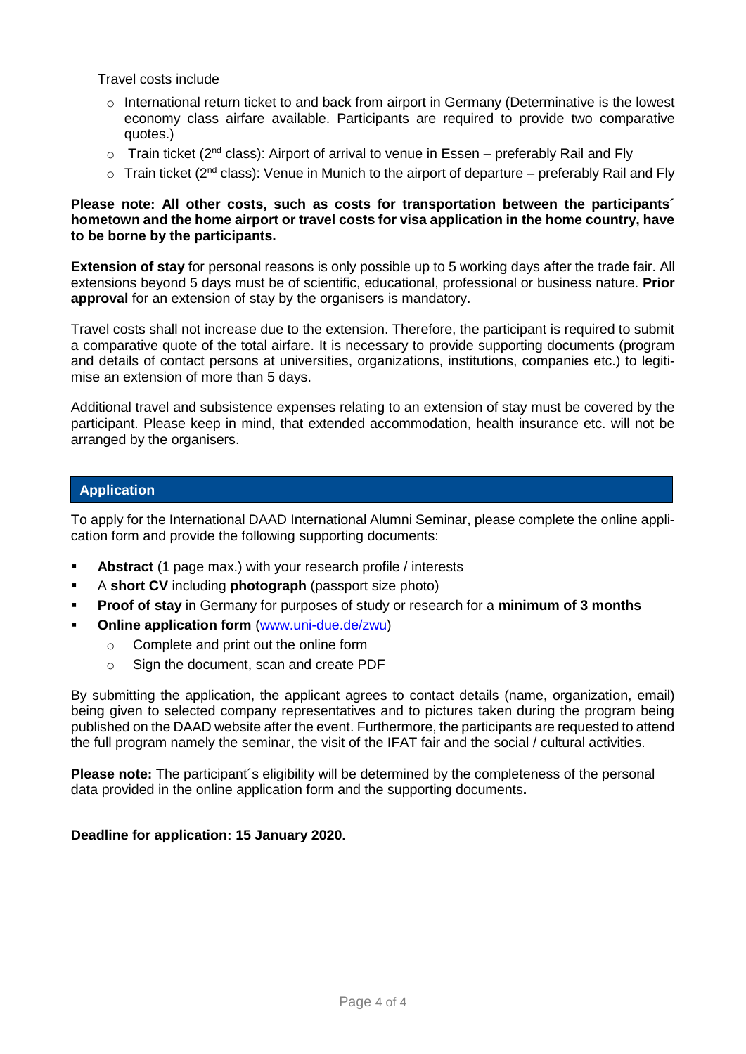Travel costs include

- International return ticket to and back from airport in Germany (Determinative is the lowest economy class airfare available. Participants are required to provide two comparative quotes.)
- Train ticket (2nd class): Airport of arrival to venue in Essen – preferably Rail and Fly
- Train ticket (2nd class): Venue in Munich to the airport of departure – preferably Rail and Fly

**Please note: All other costs, such as costs for transportation between the participants´ hometown and the home airport or travel costs for visa application in the home country, have to be borne by the participants.**

**Extension of stay** for personal reasons is only possible up to 5 working days after the trade fair. All extensions beyond 5 days must be of scientific, educational, professional or business nature. **Prior approval** for an extension of stay by the organisers is mandatory.

Travel costs shall not increase due to the extension. Therefore, the participant is required to submit a comparative quote of the total airfare. It is necessary to provide supporting documents (program and details of contact persons at universities, organizations, institutions, companies etc.) to legitimise an extension of more than 5 days.

Additional travel and subsistence expenses relating to an extension of stay must be covered by the participant. Please keep in mind, that extended accommodation, health insurance etc. will not be arranged by the organisers.

## Application

To apply for the International DAAD International Alumni Seminar, please complete the online application form and provide the following supporting documents:

- **Abstract** (1 page max.) with your research profile / interests
- A **short CV** including **photograph** (passport size photo)
- **Proof of stay** in Germany for purposes of study or research for a **minimum of 3 months**
- **Online application form** (www.uni-due.de/zwu)
  - Complete and print out the online form
  - Sign the document, scan and create PDF

By submitting the application, the applicant agrees to contact details (name, organization, email) being given to selected company representatives and to pictures taken during the program being published on the DAAD website after the event. Furthermore, the participants are requested to attend the full program namely the seminar, the visit of the IFAT fair and the social / cultural activities.

**Please note:** The participant´s eligibility will be determined by the completeness of the personal data provided in the online application form and the supporting documents**.**

**Deadline for application: 15 January 2020.**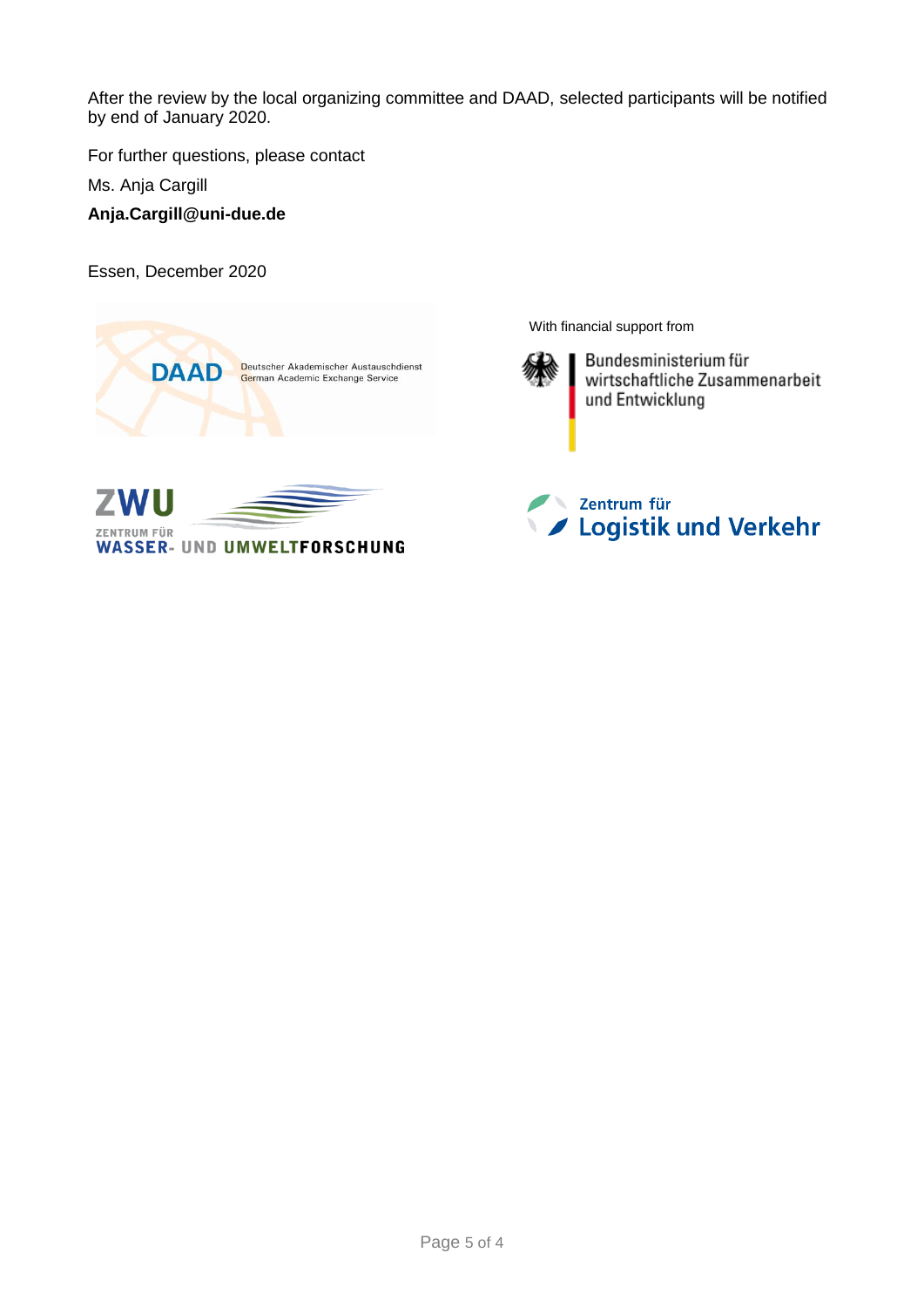After the review by the local organizing committee and DAAD, selected participants will be notified by end of January 2020.

For further questions, please contact

Ms. Anja Cargill

**Anja.Cargill@uni-due.de**

Essen, December 2020

DAAD Deutscher Akademischer Austauschdienst German Academic Exchange Service

With financial support from

Bundesministerium für wirtschaftliche Zusammenarbeit und Entwicklung

ZWU ZENTRUM FÜR WASSER- UND UMWELTFORSCHUNG

Zentrum für Logistik und Verkehr